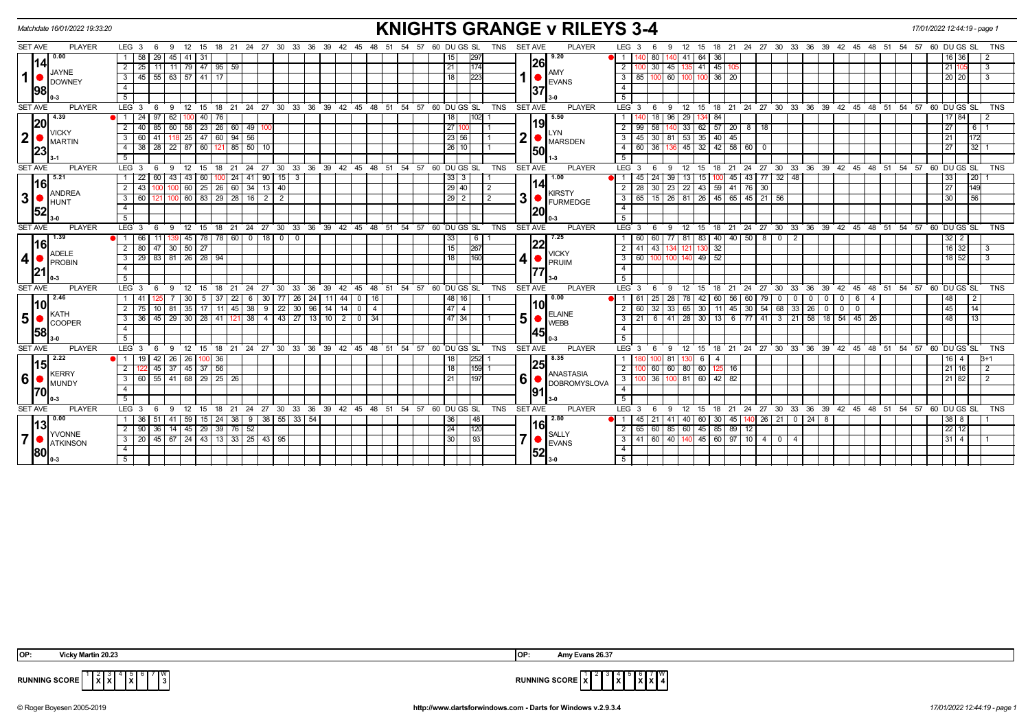Matchdate 16/01/2022 19:33:20

# KNIGHTS GRANGE v RILEYS 3-4

| SET AVE | PLAYER | LEG | Scores | DU | GS | SL | TNS | SET AVE | PLAYER | LEG | Scores | DU | GS | SL | TNS |
|---|---|---|---|---|---|---|---|---|---|---|---|---|---|---|---|
| 0.00 / 14 / 98 | 1 JAYNE DOWNEY 0-3 | 1 | 58 29 45 41 31 | 15 | | 297 | | 9.20 / 26 / 37 | 1 AMY EVANS 3-0 | 1 | 140 80 140 41 64 36 | 16 | 36 | | 2 |
| | | 2 | 25 11 11 79 47 95 59 | 21 | | 174 | | | | 2 | 100 30 45 135 41 45 105 | 21 | 105 | | 3 |
| | | 3 | 45 55 63 57 41 17 | 18 | | 223 | | | | 3 | 85 100 60 100 100 36 20 | 20 | 20 | | 3 |
| 4.39 / 20 / 23 | 2 VICKY MARTIN 3-1 | 1 | 24 97 62 100 40 76 | 18 | | 102 | 1 | 5.50 / 19 / 50 | 2 LYN MARSDEN 1-3 | 1 | 140 18 96 29 134 84 | 17 | 84 | | 2 |
| | | 2 | 40 85 60 58 23 26 60 49 100 | 27 | 100 | | 1 | | | 2 | 99 58 140 33 62 57 20 8 18 | 27 | | 6 | 1 |
| | | 3 | 60 41 118 25 47 60 94 56 | 23 | 56 | | 1 | | | 3 | 45 30 81 53 35 40 45 | 21 | | 172 | |
| | | 4 | 38 28 22 87 60 121 85 50 10 | 26 | 10 | | 1 | | | 4 | 60 36 136 45 32 42 58 60 0 | 27 | | 32 | 1 |
| 5.21 / 16 / 52 | 3 ANDREA HUNT 3-0 | 1 | 22 60 43 43 60 100 24 41 90 15 3 | 33 | 3 | | 1 | 1.00 / 14 / 20 | 3 KIRSTY FURMEDGE 0-3 | 1 | 45 24 39 13 15 100 45 43 77 32 48 | 33 | | 20 | 1 |
| | | 2 | 43 100 100 60 25 26 60 34 13 40 | 29 | 40 | | 2 | | | 2 | 28 30 23 22 43 59 41 76 30 | 27 | | 149 | |
| | | 3 | 60 121 100 60 83 29 28 16 2 2 | 29 | 2 | | 2 | | | 3 | 65 15 26 81 26 45 65 45 21 56 | 30 | | 56 | |
| 1.39 / 16 / 21 | 4 ADELE PROBIN 0-3 | 1 | 66 11 139 45 78 78 60 0 18 0 0 | 33 | | 6 | 1 | 7.25 / 22 / 77 | 4 VICKY PRUIM 3-0 | 1 | 60 60 77 81 83 40 40 50 8 0 2 | 32 | 2 | | |
| | | 2 | 80 47 30 50 27 | 15 | | 267 | | | | 2 | 41 43 134 121 130 32 | 16 | 32 | | 3 |
| | | 3 | 29 83 81 26 28 94 | 18 | | 160 | | | | 3 | 60 100 100 140 49 52 | 18 | 52 | | 3 |
| 2.46 / 10 / 58 | 5 KATH COOPER 3-0 | 1 | 41 125 7 30 5 37 22 6 30 77 26 24 11 44 0 16 | 48 | 16 | | 1 | 0.00 / 10 / 45 | 5 ELAINE WEBB 0-3 | 1 | 61 25 28 78 42 60 56 60 79 0 0 0 0 0 6 4 | 48 | | 2 | |
| | | 2 | 75 10 81 35 17 11 45 38 9 22 30 96 14 14 0 4 | 47 | 4 | | | | | 2 | 60 32 33 65 30 11 45 30 54 68 33 26 0 0 0 | 45 | | 14 | |
| | | 3 | 36 45 29 30 28 41 121 38 4 43 27 13 10 2 0 34 | 47 | 34 | | 1 | | | 3 | 21 6 41 28 30 13 6 77 41 3 21 58 18 54 45 26 | 48 | | 13 | |
| 2.22 / 15 / 70 | 6 KERRY MUNDY 0-3 | 1 | 19 42 26 26 100 36 | 18 | | 252 | 1 | 8.35 / 25 / 91 | 6 ANASTASIA DOBROMYSLOVA 3-0 | 1 | 180 100 81 130 6 4 | 16 | 4 | | 3+1 |
| | | 2 | 122 45 37 45 37 56 | 18 | | 159 | 1 | | | 2 | 100 60 60 80 60 125 16 | 21 | 16 | | 2 |
| | | 3 | 60 55 41 68 29 25 26 | 21 | | 197 | | | | 3 | 100 36 100 81 60 42 82 | 21 | 82 | | 2 |
| 0.00 / 13 / 80 | 7 YVONNE ATKINSON 0-3 | 1 | 36 51 41 59 15 24 38 9 38 55 33 54 | 36 | | 48 | | 2.80 / 16 / 52 | 7 SALLY EVANS 3-0 | 1 | 45 21 41 40 60 30 45 140 26 21 0 24 8 | 38 | 8 | | 1 |
| | | 2 | 90 36 14 45 29 39 76 52 | 24 | | 120 | | | | 2 | 65 60 85 60 45 85 89 12 | 22 | 12 | | |
| | | 3 | 20 45 67 24 43 13 33 25 43 95 | 30 | | 93 | | | | 3 | 41 60 40 140 45 60 97 10 4 0 4 | 31 | 4 | | 1 |

OP: Vicky Martin 20.23 | OP: Amy Evans 26.37

RUNNING SCORE (Knights Grange): 2 X, 3 X, 5 X — W: 3

RUNNING SCORE (Rileys): 1 X, 4 X, 6 X, 7 X — W: 4

© Roger Boyesen 2005-2019 | http://www.dartsforwindows.com - Darts for Windows v.2.9.3.4 | 17/01/2022 12:44:19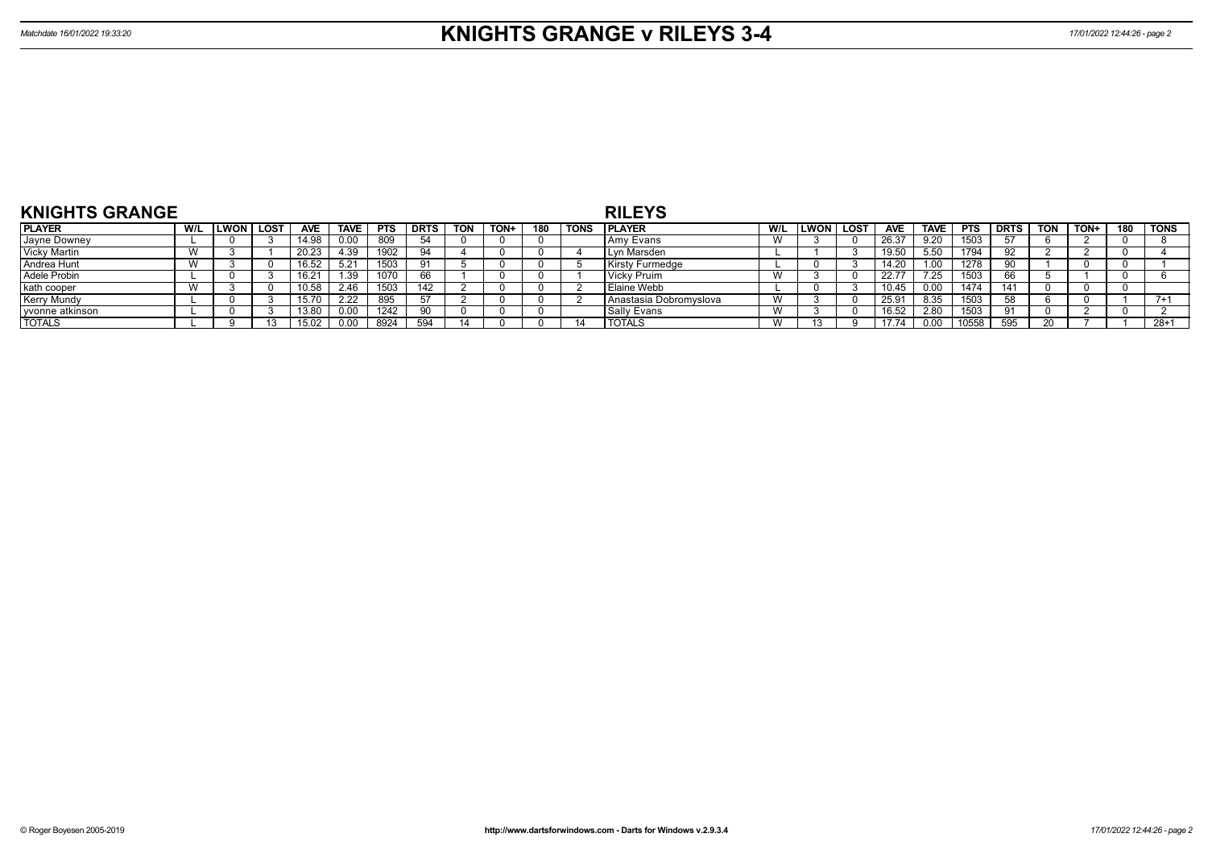# KNIGHTS GRANGE v RILEYS 3-4

Matchdate 16/01/2022 19:33:20

## KNIGHTS GRANGE

| PLAYER | W/L | LWON | LOST | AVE | TAVE | PTS | DRTS | TON | TON+ | 180 | TONS |
|---|---|---|---|---|---|---|---|---|---|---|---|
| Jayne Downey | L | 0 | 3 | 14.98 | 0.00 | 809 | 54 | 0 | 0 | 0 | |
| Vicky Martin | W | 3 | 1 | 20.23 | 4.39 | 1902 | 94 | 4 | 0 | 0 | 4 |
| Andrea Hunt | W | 3 | 0 | 16.52 | 5.21 | 1503 | 91 | 5 | 0 | 0 | 5 |
| Adele Probin | L | 0 | 3 | 16.21 | 1.39 | 1070 | 66 | 1 | 0 | 0 | 1 |
| kath cooper | W | 3 | 0 | 10.58 | 2.46 | 1503 | 142 | 2 | 0 | 0 | 2 |
| Kerry Mundy | L | 0 | 3 | 15.70 | 2.22 | 895 | 57 | 2 | 0 | 0 | 2 |
| yvonne atkinson | L | 0 | 3 | 13.80 | 0.00 | 1242 | 90 | 0 | 0 | 0 | |
| TOTALS | L | 9 | 13 | 15.02 | 0.00 | 8924 | 594 | 14 | 0 | 0 | 14 |

## RILEYS

| PLAYER | W/L | LWON | LOST | AVE | TAVE | PTS | DRTS | TON | TON+ | 180 | TONS |
|---|---|---|---|---|---|---|---|---|---|---|---|
| Amy Evans | W | 3 | 0 | 26.37 | 9.20 | 1503 | 57 | 6 | 2 | 0 | 8 |
| Lyn Marsden | L | 1 | 3 | 19.50 | 5.50 | 1794 | 92 | 2 | 2 | 0 | 4 |
| Kirsty Furmedge | L | 0 | 3 | 14.20 | 1.00 | 1278 | 90 | 1 | 0 | 0 | 1 |
| Vicky Pruim | W | 3 | 0 | 22.77 | 7.25 | 1503 | 66 | 5 | 1 | 0 | 6 |
| Elaine Webb | L | 0 | 3 | 10.45 | 0.00 | 1474 | 141 | 0 | 0 | 0 | |
| Anastasia Dobromyslova | W | 3 | 0 | 25.91 | 8.35 | 1503 | 58 | 6 | 0 | 1 | 7+1 |
| Sally Evans | W | 3 | 0 | 16.52 | 2.80 | 1503 | 91 | 0 | 2 | 0 | 2 |
| TOTALS | W | 13 | 9 | 17.74 | 0.00 | 10558 | 595 | 20 | 7 | 1 | 28+1 |